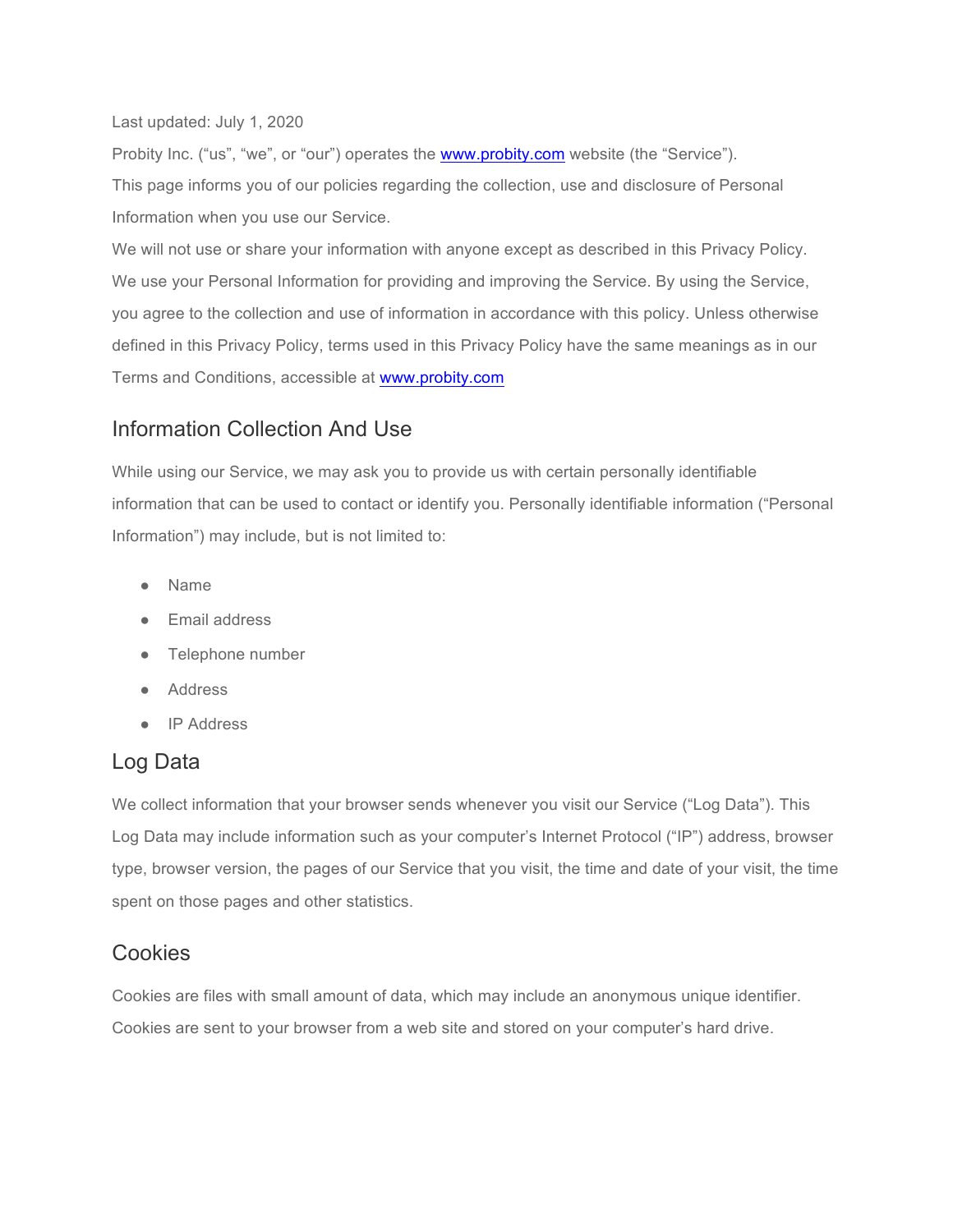Last updated: July 1, 2020

Probity Inc. (“us”, “we”, or “our”) operates the [www.probity.com](http://www.probity.com) website (the “Service”).

This page informs you of our policies regarding the collection, use and disclosure of Personal Information when you use our Service.

We will not use or share your information with anyone except as described in this Privacy Policy.

We use your Personal Information for providing and improving the Service. By using the Service, you agree to the collection and use of information in accordance with this policy. Unless otherwise defined in this Privacy Policy, terms used in this Privacy Policy have the same meanings as in our Terms and Conditions, accessible at [www.probity.com](http://www.probity.com)

## Information Collection And Use

While using our Service, we may ask you to provide us with certain personally identifiable information that can be used to contact or identify you. Personally identifiable information (“Personal Information”) may include, but is not limited to:

- Name
- Email address
- Telephone number
- Address
- IP Address

## Log Data

We collect information that your browser sends whenever you visit our Service (“Log Data”). This Log Data may include information such as your computer’s Internet Protocol (“IP”) address, browser type, browser version, the pages of our Service that you visit, the time and date of your visit, the time spent on those pages and other statistics.

## Cookies

Cookies are files with small amount of data, which may include an anonymous unique identifier. Cookies are sent to your browser from a web site and stored on your computer’s hard drive.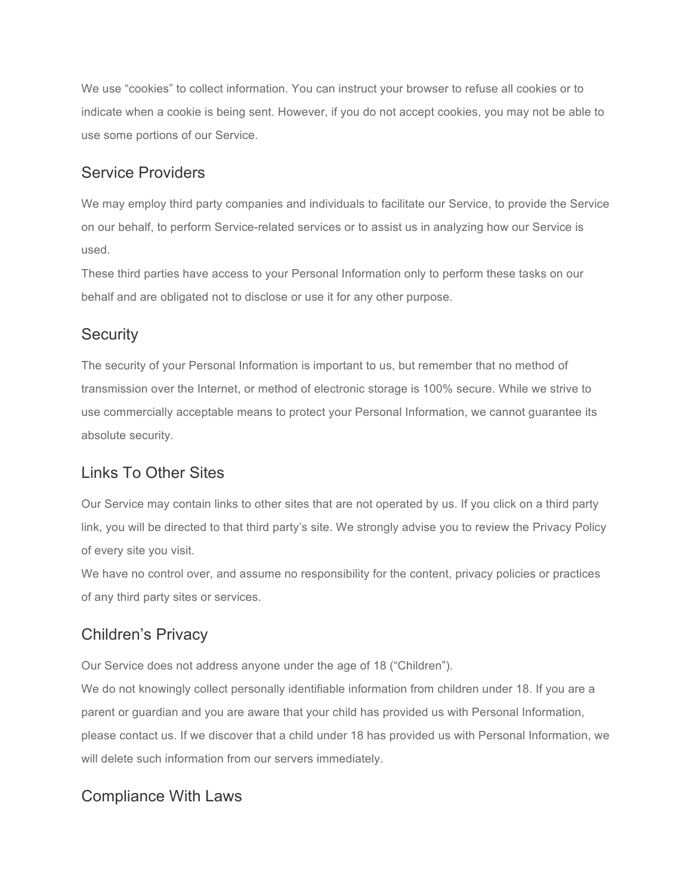We use “cookies” to collect information. You can instruct your browser to refuse all cookies or to indicate when a cookie is being sent. However, if you do not accept cookies, you may not be able to use some portions of our Service.

## Service Providers

We may employ third party companies and individuals to facilitate our Service, to provide the Service on our behalf, to perform Service-related services or to assist us in analyzing how our Service is used.
These third parties have access to your Personal Information only to perform these tasks on our behalf and are obligated not to disclose or use it for any other purpose.

## Security

The security of your Personal Information is important to us, but remember that no method of transmission over the Internet, or method of electronic storage is 100% secure. While we strive to use commercially acceptable means to protect your Personal Information, we cannot guarantee its absolute security.

## Links To Other Sites

Our Service may contain links to other sites that are not operated by us. If you click on a third party link, you will be directed to that third party’s site. We strongly advise you to review the Privacy Policy of every site you visit.
We have no control over, and assume no responsibility for the content, privacy policies or practices of any third party sites or services.

## Children’s Privacy

Our Service does not address anyone under the age of 18 (“Children”).
We do not knowingly collect personally identifiable information from children under 18. If you are a parent or guardian and you are aware that your child has provided us with Personal Information, please contact us. If we discover that a child under 18 has provided us with Personal Information, we will delete such information from our servers immediately.

## Compliance With Laws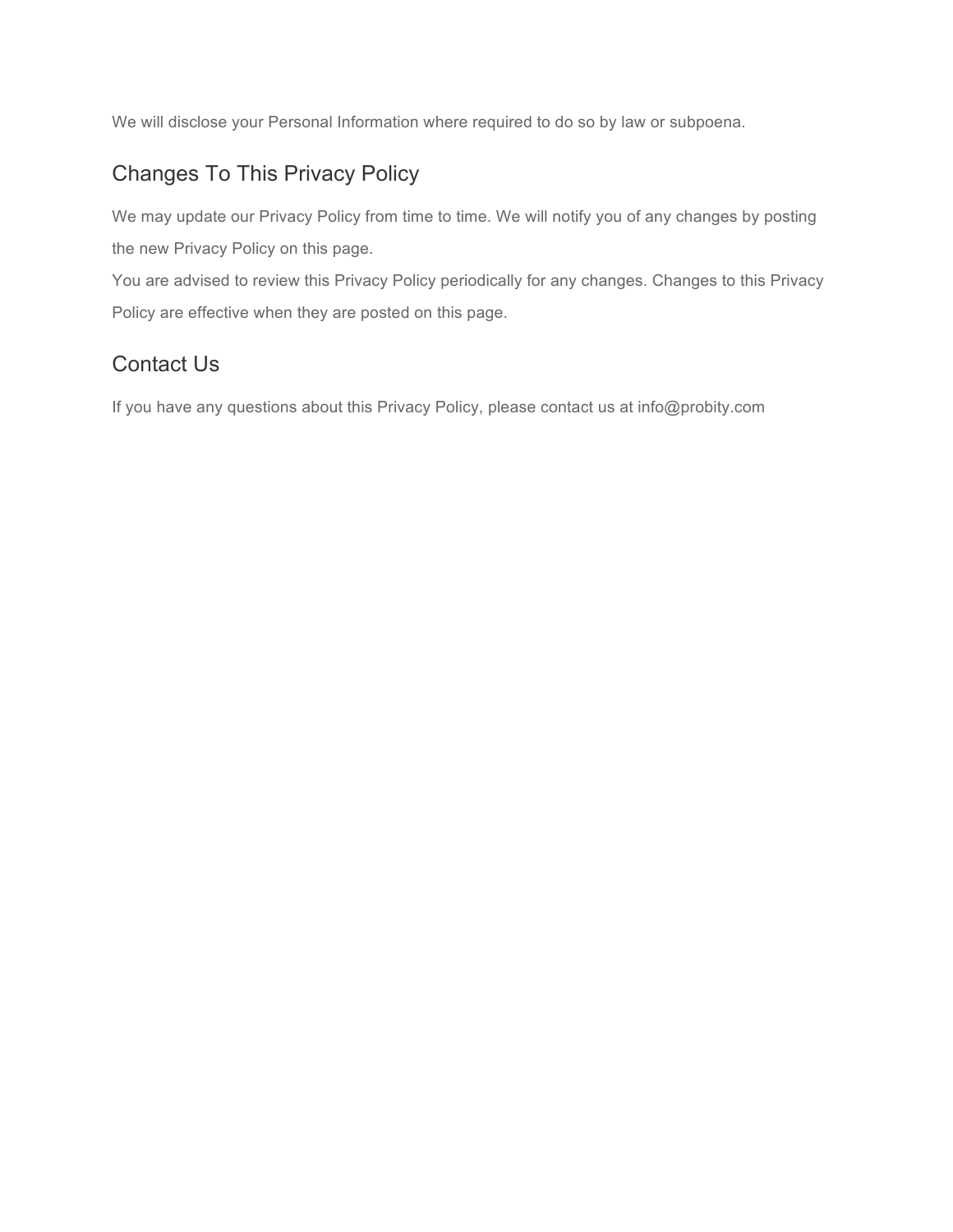We will disclose your Personal Information where required to do so by law or subpoena.

## Changes To This Privacy Policy

We may update our Privacy Policy from time to time. We will notify you of any changes by posting the new Privacy Policy on this page.
You are advised to review this Privacy Policy periodically for any changes. Changes to this Privacy Policy are effective when they are posted on this page.

## Contact Us

If you have any questions about this Privacy Policy, please contact us at info@probity.com